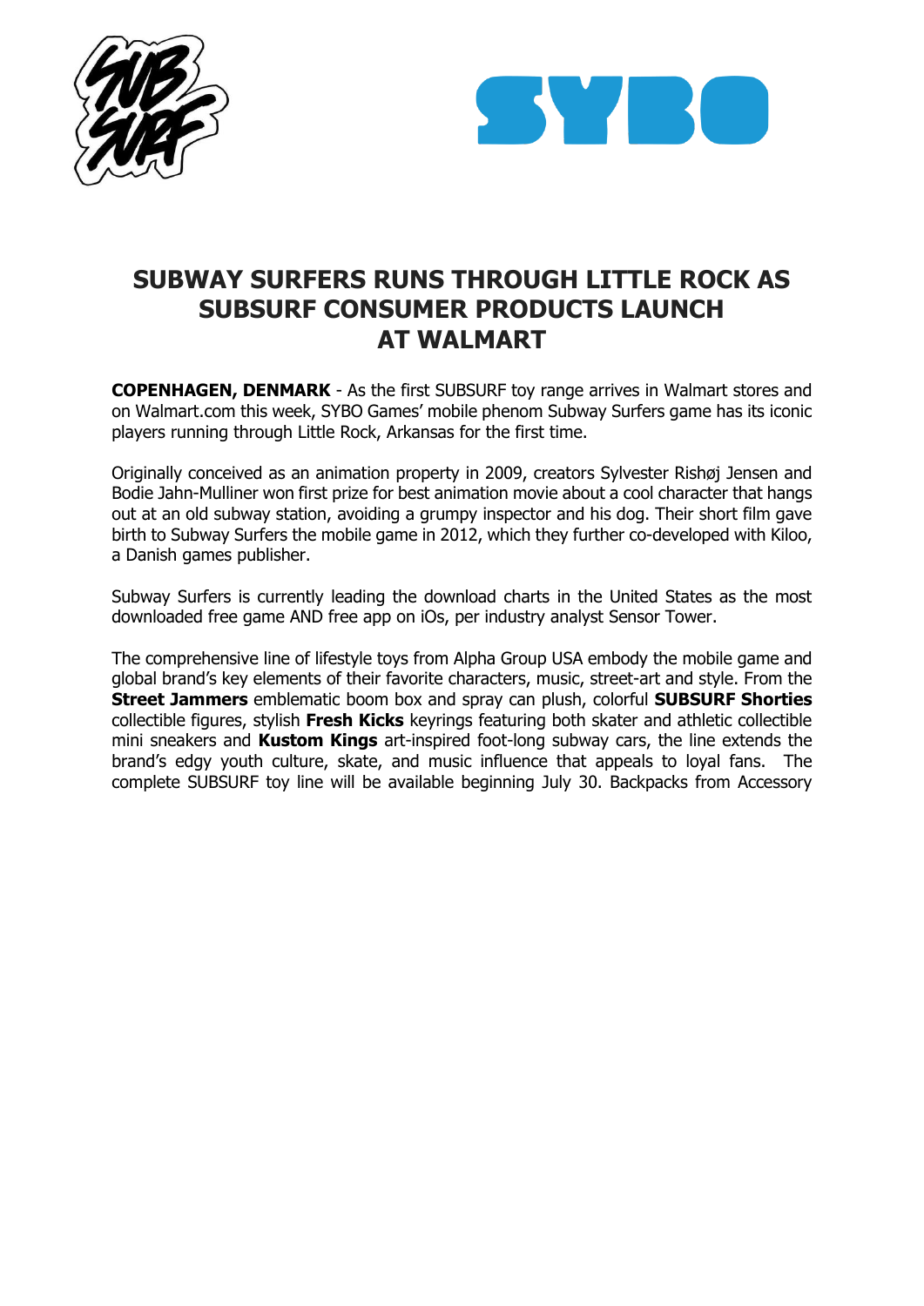# SUBWAY SURFERS RUNS THROUGH LITTLE ROCK AS SUBSURF CONSUMER PRODUCTS LAUNCH AT WALMART

**COPENHAGEN, DENMARK** - As the first SUBSURF toy range arrives in Walmart stores and on Walmart.com this week, SYBO Games' mobile phenom Subway Surfers game has its iconic players running through Little Rock, Arkansas for the first time.

Originally conceived as an animation property in 2009, creators Sylvester Rishøj Jensen and Bodie Jahn-Mulliner won first prize for best animation movie about a cool character that hangs out at an old subway station, avoiding a grumpy inspector and his dog. Their short film gave birth to Subway Surfers the mobile game in 2012, which they further co-developed with Kiloo, a Danish games publisher.

Subway Surfers is currently leading the download charts in the United States as the most downloaded free game AND free app on iOs, per industry analyst Sensor Tower.

The comprehensive line of lifestyle toys from Alpha Group USA embody the mobile game and global brand's key elements of their favorite characters, music, street-art and style. From the **Street Jammers** emblematic boom box and spray can plush, colorful **SUBSURF Shorties** collectible figures, stylish **Fresh Kicks** keyrings featuring both skater and athletic collectible mini sneakers and **Kustom Kings** art-inspired foot-long subway cars, the line extends the brand's edgy youth culture, skate, and music influence that appeals to loyal fans. The complete SUBSURF toy line will be available beginning July 30. Backpacks from Accessory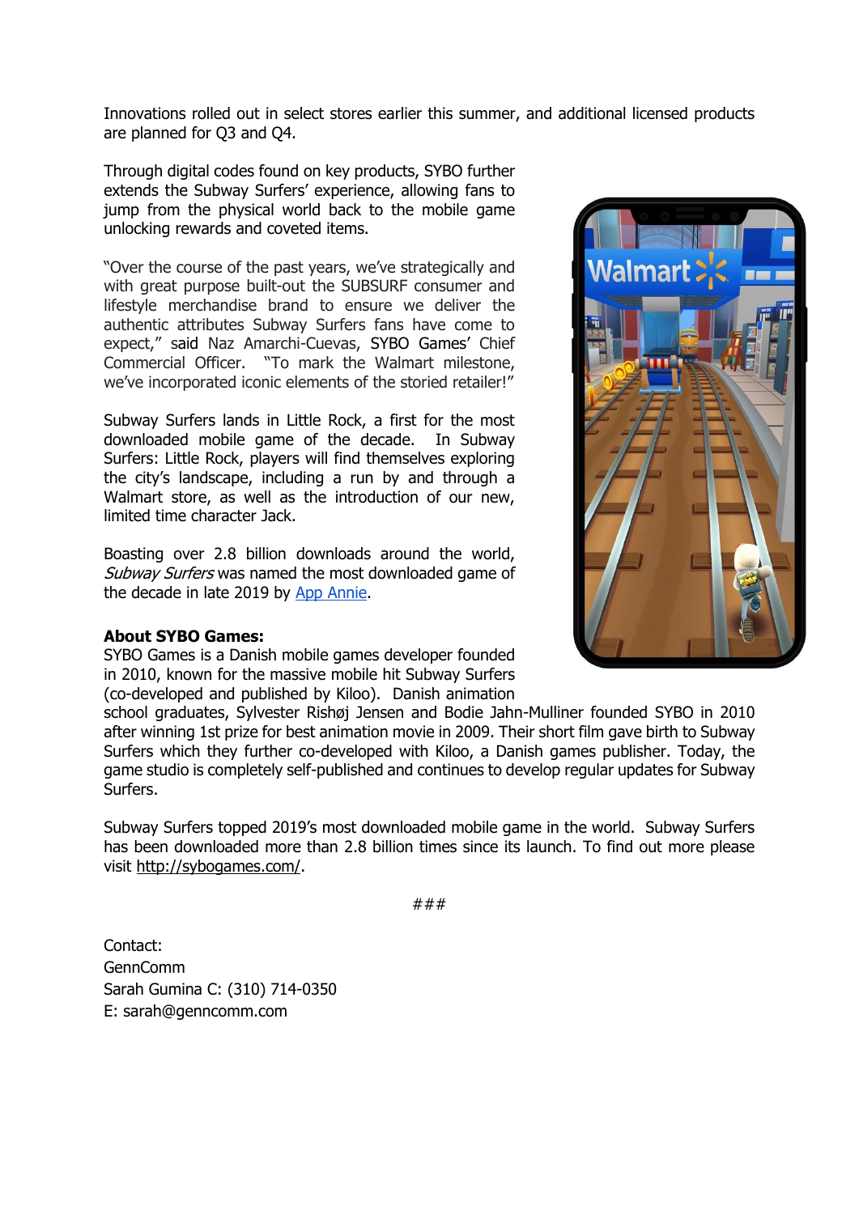Innovations rolled out in select stores earlier this summer, and additional licensed products are planned for Q3 and Q4.

Through digital codes found on key products, SYBO further extends the Subway Surfers' experience, allowing fans to jump from the physical world back to the mobile game unlocking rewards and coveted items.

"Over the course of the past years, we've strategically and with great purpose built-out the SUBSURF consumer and lifestyle merchandise brand to ensure we deliver the authentic attributes Subway Surfers fans have come to expect," said Naz Amarchi-Cuevas, SYBO Games' Chief Commercial Officer. "To mark the Walmart milestone, we've incorporated iconic elements of the storied retailer!"

Subway Surfers lands in Little Rock, a first for the most downloaded mobile game of the decade. In Subway Surfers: Little Rock, players will find themselves exploring the city's landscape, including a run by and through a Walmart store, as well as the introduction of our new, limited time character Jack.

Boasting over 2.8 billion downloads around the world, *Subway Surfers* was named the most downloaded game of the decade in late 2019 by [App Annie](App Annie).

**About SYBO Games:**

SYBO Games is a Danish mobile games developer founded in 2010, known for the massive mobile hit Subway Surfers (co-developed and published by Kiloo). Danish animation school graduates, Sylvester Rishøj Jensen and Bodie Jahn-Mulliner founded SYBO in 2010 after winning 1st prize for best animation movie in 2009. Their short film gave birth to Subway Surfers which they further co-developed with Kiloo, a Danish games publisher. Today, the game studio is completely self-published and continues to develop regular updates for Subway Surfers.

Subway Surfers topped 2019's most downloaded mobile game in the world. Subway Surfers has been downloaded more than 2.8 billion times since its launch. To find out more please visit http://sybogames.com/.

###

Contact:
GennComm
Sarah Gumina C: (310) 714-0350
E: sarah@genncomm.com